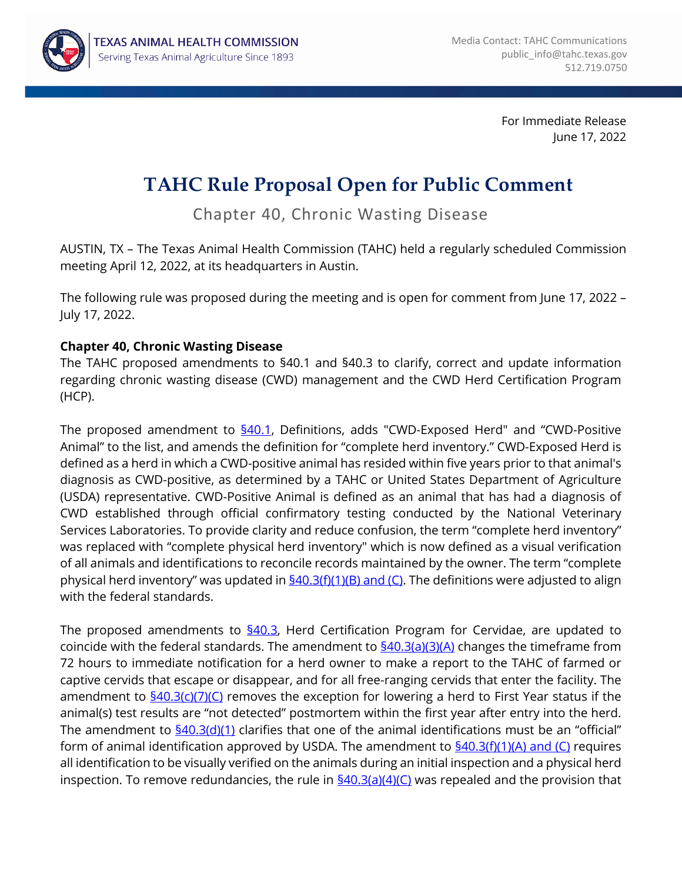TEXAS ANIMAL HEALTH COMMISSION
Serving Texas Animal Agriculture Since 1893

Media Contact: TAHC Communications
public_info@tahc.texas.gov
512.719.0750

For Immediate Release
June 17, 2022

# TAHC Rule Proposal Open for Public Comment

## Chapter 40, Chronic Wasting Disease

AUSTIN, TX – The Texas Animal Health Commission (TAHC) held a regularly scheduled Commission meeting April 12, 2022, at its headquarters in Austin.

The following rule was proposed during the meeting and is open for comment from June 17, 2022 – July 17, 2022.

**Chapter 40, Chronic Wasting Disease**
The TAHC proposed amendments to §40.1 and §40.3 to clarify, correct and update information regarding chronic wasting disease (CWD) management and the CWD Herd Certification Program (HCP).

The proposed amendment to §40.1, Definitions, adds "CWD-Exposed Herd" and "CWD-Positive Animal" to the list, and amends the definition for "complete herd inventory." CWD-Exposed Herd is defined as a herd in which a CWD-positive animal has resided within five years prior to that animal's diagnosis as CWD-positive, as determined by a TAHC or United States Department of Agriculture (USDA) representative. CWD-Positive Animal is defined as an animal that has had a diagnosis of CWD established through official confirmatory testing conducted by the National Veterinary Services Laboratories. To provide clarity and reduce confusion, the term "complete herd inventory" was replaced with "complete physical herd inventory" which is now defined as a visual verification of all animals and identifications to reconcile records maintained by the owner. The term "complete physical herd inventory" was updated in §40.3(f)(1)(B) and (C). The definitions were adjusted to align with the federal standards.

The proposed amendments to §40.3, Herd Certification Program for Cervidae, are updated to coincide with the federal standards. The amendment to §40.3(a)(3)(A) changes the timeframe from 72 hours to immediate notification for a herd owner to make a report to the TAHC of farmed or captive cervids that escape or disappear, and for all free-ranging cervids that enter the facility. The amendment to §40.3(c)(7)(C) removes the exception for lowering a herd to First Year status if the animal(s) test results are "not detected" postmortem within the first year after entry into the herd. The amendment to §40.3(d)(1) clarifies that one of the animal identifications must be an "official" form of animal identification approved by USDA. The amendment to §40.3(f)(1)(A) and (C) requires all identification to be visually verified on the animals during an initial inspection and a physical herd inspection. To remove redundancies, the rule in §40.3(a)(4)(C) was repealed and the provision that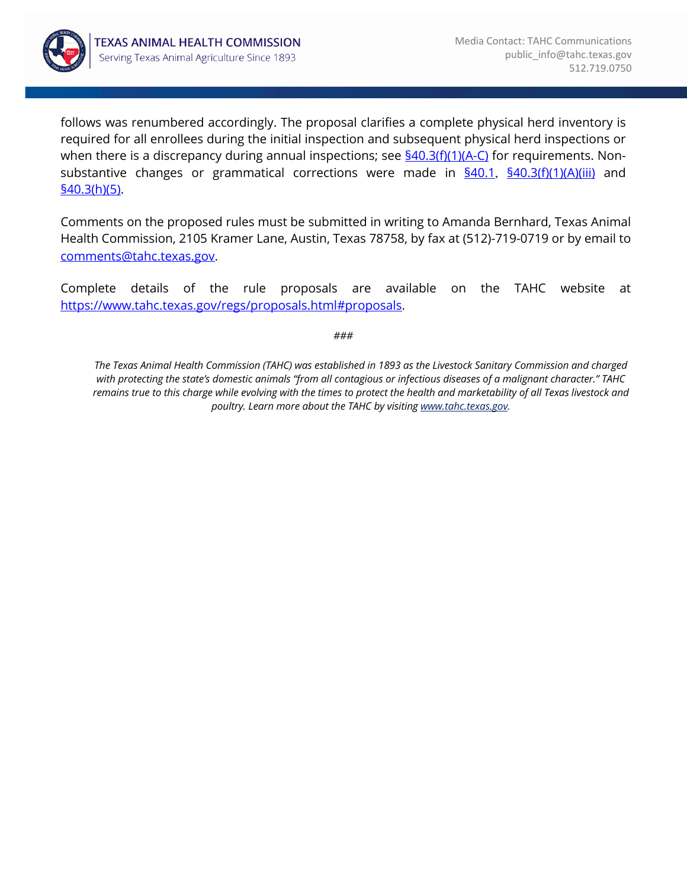follows was renumbered accordingly. The proposal clarifies a complete physical herd inventory is required for all enrollees during the initial inspection and subsequent physical herd inspections or when there is a discrepancy during annual inspections; see §40.3(f)(1)(A-C) for requirements. Non-substantive changes or grammatical corrections were made in §40.1, §40.3(f)(1)(A)(iii) and §40.3(h)(5).

Comments on the proposed rules must be submitted in writing to Amanda Bernhard, Texas Animal Health Commission, 2105 Kramer Lane, Austin, Texas 78758, by fax at (512)-719-0719 or by email to comments@tahc.texas.gov.

Complete details of the rule proposals are available on the TAHC website at https://www.tahc.texas.gov/regs/proposals.html#proposals.

###

*The Texas Animal Health Commission (TAHC) was established in 1893 as the Livestock Sanitary Commission and charged with protecting the state's domestic animals "from all contagious or infectious diseases of a malignant character." TAHC remains true to this charge while evolving with the times to protect the health and marketability of all Texas livestock and poultry. Learn more about the TAHC by visiting www.tahc.texas.gov.*